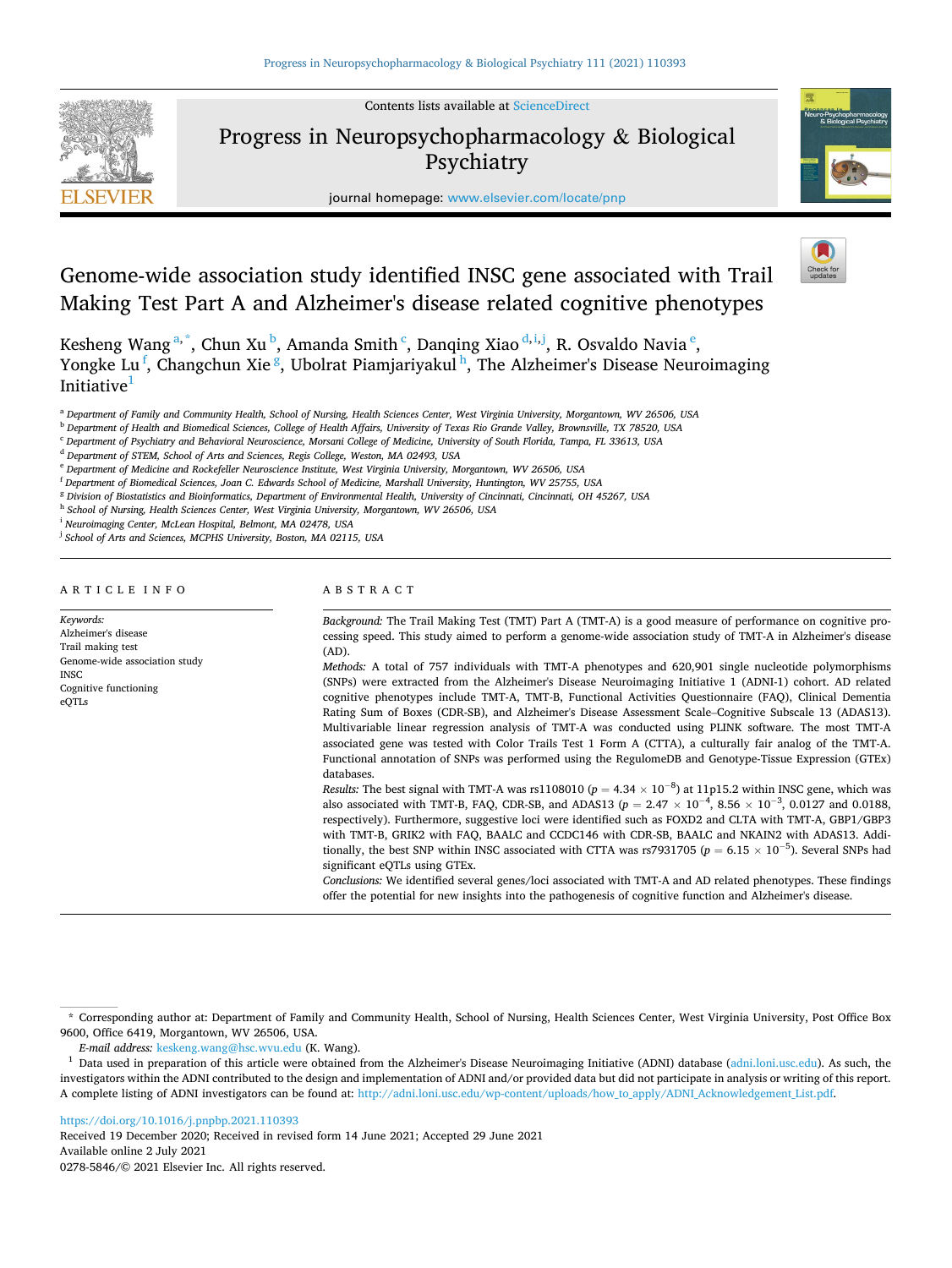Contents lists available at ScienceDirect

# Progress in Neuropsychopharmacology & Biological Psychiatry

journal homepage: www.elsevier.com/locate/pnp

# Genome-wide association study identified INSC gene associated with Trail Making Test Part A and Alzheimer's disease related cognitive phenotypes

Kesheng Wang[a,*], Chun Xu[b], Amanda Smith[c], Danqing Xiao[d,i,j], R. Osvaldo Navia[e], Yongke Lu[f], Changchun Xie[g], Ubolrat Piamjariyakul[h], The Alzheimer's Disease Neuroimaging Initiative[1]

[a] Department of Family and Community Health, School of Nursing, Health Sciences Center, West Virginia University, Morgantown, WV 26506, USA
[b] Department of Health and Biomedical Sciences, College of Health Affairs, University of Texas Rio Grande Valley, Brownsville, TX 78520, USA
[c] Department of Psychiatry and Behavioral Neuroscience, Morsani College of Medicine, University of South Florida, Tampa, FL 33613, USA
[d] Department of STEM, School of Arts and Sciences, Regis College, Weston, MA 02493, USA
[e] Department of Medicine and Rockefeller Neuroscience Institute, West Virginia University, Morgantown, WV 26506, USA
[f] Department of Biomedical Sciences, Joan C. Edwards School of Medicine, Marshall University, Huntington, WV 25755, USA
[g] Division of Biostatistics and Bioinformatics, Department of Environmental Health, University of Cincinnati, Cincinnati, OH 45267, USA
[h] School of Nursing, Health Sciences Center, West Virginia University, Morgantown, WV 26506, USA
[i] Neuroimaging Center, McLean Hospital, Belmont, MA 02478, USA
[j] School of Arts and Sciences, MCPHS University, Boston, MA 02115, USA

## ARTICLE INFO

*Keywords:*
Alzheimer's disease
Trail making test
Genome-wide association study
INSC
Cognitive functioning
eQTLs

## ABSTRACT

*Background:* The Trail Making Test (TMT) Part A (TMT-A) is a good measure of performance on cognitive processing speed. This study aimed to perform a genome-wide association study of TMT-A in Alzheimer's disease (AD).

*Methods:* A total of 757 individuals with TMT-A phenotypes and 620,901 single nucleotide polymorphisms (SNPs) were extracted from the Alzheimer's Disease Neuroimaging Initiative 1 (ADNI-1) cohort. AD related cognitive phenotypes include TMT-A, TMT-B, Functional Activities Questionnaire (FAQ), Clinical Dementia Rating Sum of Boxes (CDR-SB), and Alzheimer's Disease Assessment Scale–Cognitive Subscale 13 (ADAS13). Multivariable linear regression analysis of TMT-A was conducted using PLINK software. The most TMT-A associated gene was tested with Color Trails Test 1 Form A (CTTA), a culturally fair analog of the TMT-A. Functional annotation of SNPs was performed using the RegulomeDB and Genotype-Tissue Expression (GTEx) databases.

*Results:* The best signal with TMT-A was rs1108010 ($p = 4.34 \times 10^{-8}$) at 11p15.2 within INSC gene, which was also associated with TMT-B, FAQ, CDR-SB, and ADAS13 ($p = 2.47 \times 10^{-4}$, $8.56 \times 10^{-3}$, 0.0127 and 0.0188, respectively). Furthermore, suggestive loci were identified such as FOXD2 and CLTA with TMT-A, GBP1/GBP3 with TMT-B, GRIK2 with FAQ, BAALC and CCDC146 with CDR-SB, BAALC and NKAIN2 with ADAS13. Additionally, the best SNP within INSC associated with CTTA was rs7931705 ($p = 6.15 \times 10^{-5}$). Several SNPs had significant eQTLs using GTEx.

*Conclusions:* We identified several genes/loci associated with TMT-A and AD related phenotypes. These findings offer the potential for new insights into the pathogenesis of cognitive function and Alzheimer's disease.

---

\* Corresponding author at: Department of Family and Community Health, School of Nursing, Health Sciences Center, West Virginia University, Post Office Box 9600, Office 6419, Morgantown, WV 26506, USA.

*E-mail address:* keskeng.wang@hsc.wvu.edu (K. Wang).

[1] Data used in preparation of this article were obtained from the Alzheimer's Disease Neuroimaging Initiative (ADNI) database (adni.loni.usc.edu). As such, the investigators within the ADNI contributed to the design and implementation of ADNI and/or provided data but did not participate in analysis or writing of this report. A complete listing of ADNI investigators can be found at: http://adni.loni.usc.edu/wp-content/uploads/how_to_apply/ADNI_Acknowledgement_List.pdf.

https://doi.org/10.1016/j.pnpbp.2021.110393
Received 19 December 2020; Received in revised form 14 June 2021; Accepted 29 June 2021
Available online 2 July 2021
0278-5846/© 2021 Elsevier Inc. All rights reserved.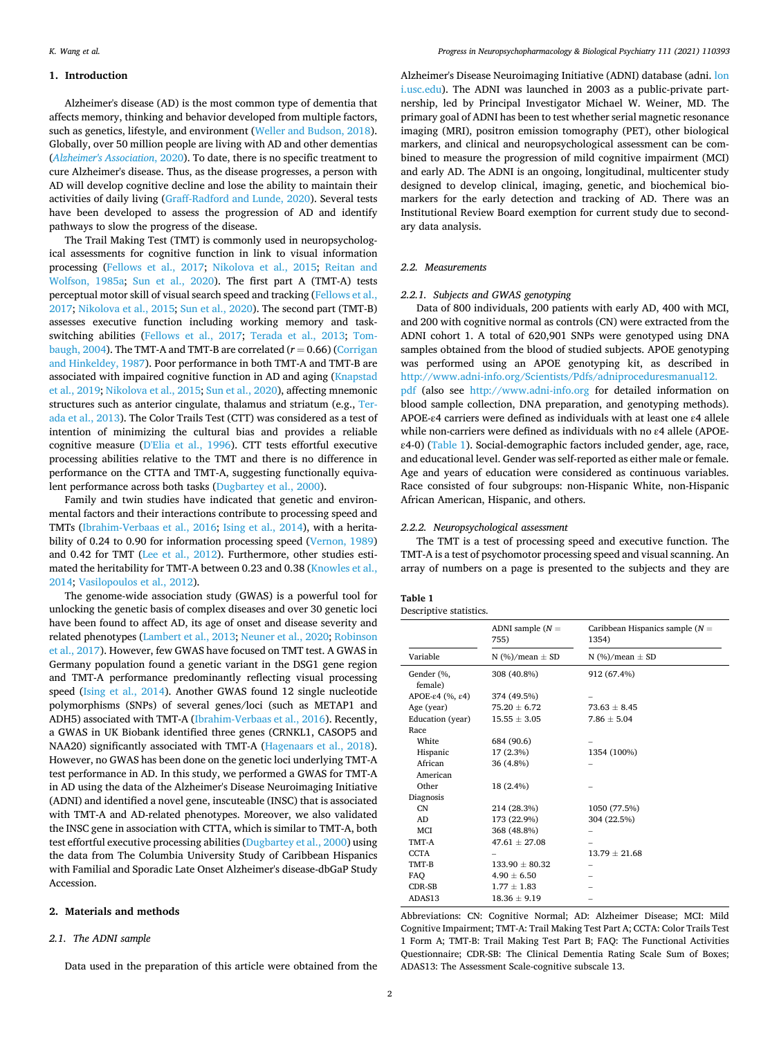## 1. Introduction

Alzheimer's disease (AD) is the most common type of dementia that affects memory, thinking and behavior developed from multiple factors, such as genetics, lifestyle, and environment (Weller and Budson, 2018). Globally, over 50 million people are living with AD and other dementias (*Alzheimer's Association*, 2020). To date, there is no specific treatment to cure Alzheimer's disease. Thus, as the disease progresses, a person with AD will develop cognitive decline and lose the ability to maintain their activities of daily living (Graff-Radford and Lunde, 2020). Several tests have been developed to assess the progression of AD and identify pathways to slow the progress of the disease.

The Trail Making Test (TMT) is commonly used in neuropsychological assessments for cognitive function in link to visual information processing (Fellows et al., 2017; Nikolova et al., 2015; Reitan and Wolfson, 1985a; Sun et al., 2020). The first part A (TMT-A) tests perceptual motor skill of visual search speed and tracking (Fellows et al., 2017; Nikolova et al., 2015; Sun et al., 2020). The second part (TMT-B) assesses executive function including working memory and task-switching abilities (Fellows et al., 2017; Terada et al., 2013; Tombaugh, 2004). The TMT-A and TMT-B are correlated ($r = 0.66$) (Corrigan and Hinkeldey, 1987). Poor performance in both TMT-A and TMT-B are associated with impaired cognitive function in AD and aging (Knapstad et al., 2019; Nikolova et al., 2015; Sun et al., 2020), affecting mnemonic structures such as anterior cingulate, thalamus and striatum (e.g., Terada et al., 2013). The Color Trails Test (CTT) was considered as a test of intention of minimizing the cultural bias and provides a reliable cognitive measure (D'Elia et al., 1996). CTT tests effortful executive processing abilities relative to the TMT and there is no difference in performance on the CTTA and TMT-A, suggesting functionally equivalent performance across both tasks (Dugbartey et al., 2000).

Family and twin studies have indicated that genetic and environmental factors and their interactions contribute to processing speed and TMTs (Ibrahim-Verbaas et al., 2016; Ising et al., 2014), with a heritability of 0.24 to 0.90 for information processing speed (Vernon, 1989) and 0.42 for TMT (Lee et al., 2012). Furthermore, other studies estimated the heritability for TMT-A between 0.23 and 0.38 (Knowles et al., 2014; Vasilopoulos et al., 2012).

The genome-wide association study (GWAS) is a powerful tool for unlocking the genetic basis of complex diseases and over 30 genetic loci have been found to affect AD, its age of onset and disease severity and related phenotypes (Lambert et al., 2013; Neuner et al., 2020; Robinson et al., 2017). However, few GWAS have focused on TMT test. A GWAS in Germany population found a genetic variant in the DSG1 gene region and TMT-A performance predominantly reflecting visual processing speed (Ising et al., 2014). Another GWAS found 12 single nucleotide polymorphisms (SNPs) of several genes/loci (such as METAP1 and ADH5) associated with TMT-A (Ibrahim-Verbaas et al., 2016). Recently, a GWAS in UK Biobank identified three genes (CRNKL1, CASOP5 and NAA20) significantly associated with TMT-A (Hagenaars et al., 2018). However, no GWAS has been done on the genetic loci underlying TMT-A test performance in AD. In this study, we performed a GWAS for TMT-A in AD using the data of the Alzheimer's Disease Neuroimaging Initiative (ADNI) and identified a novel gene, inscuteable (INSC) that is associated with TMT-A and AD-related phenotypes. Moreover, we also validated the INSC gene in association with CTTA, which is similar to TMT-A, both test effortful executive processing abilities (Dugbartey et al., 2000) using the data from The Columbia University Study of Caribbean Hispanics with Familial and Sporadic Late Onset Alzheimer's disease-dbGaP Study Accession.

## 2. Materials and methods

### 2.1. The ADNI sample

Data used in the preparation of this article were obtained from the Alzheimer's Disease Neuroimaging Initiative (ADNI) database (adni.loni.usc.edu). The ADNI was launched in 2003 as a public-private partnership, led by Principal Investigator Michael W. Weiner, MD. The primary goal of ADNI has been to test whether serial magnetic resonance imaging (MRI), positron emission tomography (PET), other biological markers, and clinical and neuropsychological assessment can be combined to measure the progression of mild cognitive impairment (MCI) and early AD. The ADNI is an ongoing, longitudinal, multicenter study designed to develop clinical, imaging, genetic, and biochemical biomarkers for the early detection and tracking of AD. There was an Institutional Review Board exemption for current study due to secondary data analysis.

### 2.2. Measurements

#### 2.2.1. Subjects and GWAS genotyping

Data of 800 individuals, 200 patients with early AD, 400 with MCI, and 200 with cognitive normal as controls (CN) were extracted from the ADNI cohort 1. A total of 620,901 SNPs were genotyped using DNA samples obtained from the blood of studied subjects. APOE genotyping was performed using an APOE genotyping kit, as described in http://www.adni-info.org/Scientists/Pdfs/adniproceduresmanual12.pdf (also see http://www.adni-info.org for detailed information on blood sample collection, DNA preparation, and genotyping methods). APOE-ε4 carriers were defined as individuals with at least one ε4 allele while non-carriers were defined as individuals with no ε4 allele (APOE-ε4-0) (Table 1). Social-demographic factors included gender, age, race, and educational level. Gender was self-reported as either male or female. Age and years of education were considered as continuous variables. Race consisted of four subgroups: non-Hispanic White, non-Hispanic African American, Hispanic, and others.

#### 2.2.2. Neuropsychological assessment

The TMT is a test of processing speed and executive function. The TMT-A is a test of psychomotor processing speed and visual scanning. An array of numbers on a page is presented to the subjects and they are

**Table 1**
Descriptive statistics.

| | ADNI sample ($N$ = 755) | Caribbean Hispanics sample ($N$ = 1354) |
|---|---|---|
| Variable | N (%)/mean ± SD | N (%)/mean ± SD |
| Gender (%, female) | 308 (40.8%) | 912 (67.4%) |
| APOE-ε4 (%, ε4) | 374 (49.5%) | – |
| Age (year) | 75.20 ± 6.72 | 73.63 ± 8.45 |
| Education (year) | 15.55 ± 3.05 | 7.86 ± 5.04 |
| Race | | |
| White | 684 (90.6) | – |
| Hispanic | 17 (2.3%) | 1354 (100%) |
| African American | 36 (4.8%) | – |
| Other | 18 (2.4%) | – |
| Diagnosis | | |
| CN | 214 (28.3%) | 1050 (77.5%) |
| AD | 173 (22.9%) | 304 (22.5%) |
| MCI | 368 (48.8%) | – |
| TMT-A | 47.61 ± 27.08 | – |
| CCTA | – | 13.79 ± 21.68 |
| TMT-B | 133.90 ± 80.32 | – |
| FAQ | 4.90 ± 6.50 | – |
| CDR-SB | 1.77 ± 1.83 | – |
| ADAS13 | 18.36 ± 9.19 | – |

Abbreviations: CN: Cognitive Normal; AD: Alzheimer Disease; MCI: Mild Cognitive Impairment; TMT-A: Trail Making Test Part A; CCTA: Color Trails Test 1 Form A; TMT-B: Trail Making Test Part B; FAQ: The Functional Activities Questionnaire; CDR-SB: The Clinical Dementia Rating Scale Sum of Boxes; ADAS13: The Assessment Scale-cognitive subscale 13.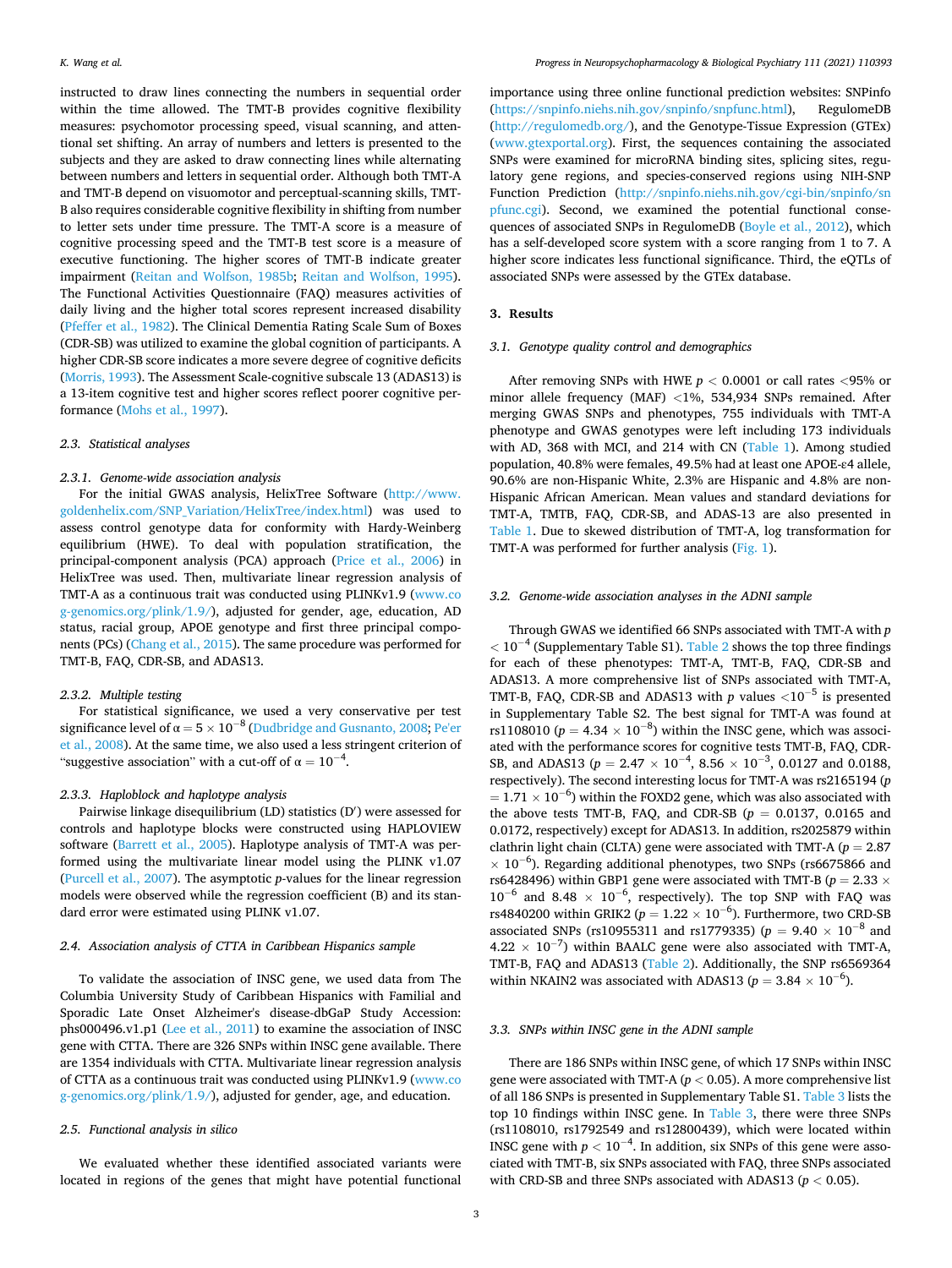instructed to draw lines connecting the numbers in sequential order within the time allowed. The TMT-B provides cognitive flexibility measures: psychomotor processing speed, visual scanning, and attentional set shifting. An array of numbers and letters is presented to the subjects and they are asked to draw connecting lines while alternating between numbers and letters in sequential order. Although both TMT-A and TMT-B depend on visuomotor and perceptual-scanning skills, TMT-B also requires considerable cognitive flexibility in shifting from number to letter sets under time pressure. The TMT-A score is a measure of cognitive processing speed and the TMT-B test score is a measure of executive functioning. The higher scores of TMT-B indicate greater impairment (Reitan and Wolfson, 1985b; Reitan and Wolfson, 1995). The Functional Activities Questionnaire (FAQ) measures activities of daily living and the higher total scores represent increased disability (Pfeffer et al., 1982). The Clinical Dementia Rating Scale Sum of Boxes (CDR-SB) was utilized to examine the global cognition of participants. A higher CDR-SB score indicates a more severe degree of cognitive deficits (Morris, 1993). The Assessment Scale-cognitive subscale 13 (ADAS13) is a 13-item cognitive test and higher scores reflect poorer cognitive performance (Mohs et al., 1997).

### 2.3. Statistical analyses

#### 2.3.1. Genome-wide association analysis

For the initial GWAS analysis, HelixTree Software (http://www.goldenhelix.com/SNP_Variation/HelixTree/index.html) was used to assess control genotype data for conformity with Hardy-Weinberg equilibrium (HWE). To deal with population stratification, the principal-component analysis (PCA) approach (Price et al., 2006) in HelixTree was used. Then, multivariate linear regression analysis of TMT-A as a continuous trait was conducted using PLINKv1.9 (www.cog-genomics.org/plink/1.9/), adjusted for gender, age, education, AD status, racial group, APOE genotype and first three principal components (PCs) (Chang et al., 2015). The same procedure was performed for TMT-B, FAQ, CDR-SB, and ADAS13.

#### 2.3.2. Multiple testing

For statistical significance, we used a very conservative per test significance level of $\alpha = 5 \times 10^{-8}$ (Dudbridge and Gusnanto, 2008; Pe'er et al., 2008). At the same time, we also used a less stringent criterion of "suggestive association" with a cut-off of $\alpha = 10^{-4}$.

#### 2.3.3. Haploblock and haplotype analysis

Pairwise linkage disequilibrium (LD) statistics (D′) were assessed for controls and haplotype blocks were constructed using HAPLOVIEW software (Barrett et al., 2005). Haplotype analysis of TMT-A was performed using the multivariate linear model using the PLINK v1.07 (Purcell et al., 2007). The asymptotic *p*-values for the linear regression models were observed while the regression coefficient (B) and its standard error were estimated using PLINK v1.07.

### 2.4. Association analysis of CTTA in Caribbean Hispanics sample

To validate the association of INSC gene, we used data from The Columbia University Study of Caribbean Hispanics with Familial and Sporadic Late Onset Alzheimer's disease-dbGaP Study Accession: phs000496.v1.p1 (Lee et al., 2011) to examine the association of INSC gene with CTTA. There are 326 SNPs within INSC gene available. There are 1354 individuals with CTTA. Multivariate linear regression analysis of CTTA as a continuous trait was conducted using PLINKv1.9 (www.cog-genomics.org/plink/1.9/), adjusted for gender, age, and education.

### 2.5. Functional analysis in silico

We evaluated whether these identified associated variants were located in regions of the genes that might have potential functional importance using three online functional prediction websites: SNPinfo (https://snpinfo.niehs.nih.gov/snpinfo/snpfunc.html), RegulomeDB (http://regulomedb.org/), and the Genotype-Tissue Expression (GTEx) (www.gtexportal.org). First, the sequences containing the associated SNPs were examined for microRNA binding sites, splicing sites, regulatory gene regions, and species-conserved regions using NIH-SNP Function Prediction (http://snpinfo.niehs.nih.gov/cgi-bin/snpinfo/snpfunc.cgi). Second, we examined the potential functional consequences of associated SNPs in RegulomeDB (Boyle et al., 2012), which has a self-developed score system with a score ranging from 1 to 7. A higher score indicates less functional significance. Third, the eQTLs of associated SNPs were assessed by the GTEx database.

## 3. Results

### 3.1. Genotype quality control and demographics

After removing SNPs with HWE $p < 0.0001$ or call rates <95% or minor allele frequency (MAF) <1%, 534,934 SNPs remained. After merging GWAS SNPs and phenotypes, 755 individuals with TMT-A phenotype and GWAS genotypes were left including 173 individuals with AD, 368 with MCI, and 214 with CN (Table 1). Among studied population, 40.8% were females, 49.5% had at least one APOE-ε4 allele, 90.6% are non-Hispanic White, 2.3% are Hispanic and 4.8% are non-Hispanic African American. Mean values and standard deviations for TMT-A, TMTB, FAQ, CDR-SB, and ADAS-13 are also presented in Table 1. Due to skewed distribution of TMT-A, log transformation for TMT-A was performed for further analysis (Fig. 1).

### 3.2. Genome-wide association analyses in the ADNI sample

Through GWAS we identified 66 SNPs associated with TMT-A with $p < 10^{-4}$ (Supplementary Table S1). Table 2 shows the top three findings for each of these phenotypes: TMT-A, TMT-B, FAQ, CDR-SB and ADAS13. A more comprehensive list of SNPs associated with TMT-A, TMT-B, FAQ, CDR-SB and ADAS13 with *p* values $<10^{-5}$ is presented in Supplementary Table S2. The best signal for TMT-A was found at rs1108010 ($p = 4.34 \times 10^{-8}$) within the INSC gene, which was associated with the performance scores for cognitive tests TMT-B, FAQ, CDR-SB, and ADAS13 ($p = 2.47 \times 10^{-4}$, $8.56 \times 10^{-3}$, 0.0127 and 0.0188, respectively). The second interesting locus for TMT-A was rs2165194 ($p = 1.71 \times 10^{-6}$) within the FOXD2 gene, which was also associated with the above tests TMT-B, FAQ, and CDR-SB ($p$ = 0.0137, 0.0165 and 0.0172, respectively) except for ADAS13. In addition, rs2025879 within clathrin light chain (CLTA) gene were associated with TMT-A ($p = 2.87 \times 10^{-6}$). Regarding additional phenotypes, two SNPs (rs6675866 and rs6428496) within GBP1 gene were associated with TMT-B ($p = 2.33 \times 10^{-6}$ and $8.48 \times 10^{-6}$, respectively). The top SNP with FAQ was rs4840200 within GRIK2 ($p = 1.22 \times 10^{-6}$). Furthermore, two CRD-SB associated SNPs (rs10955311 and rs1779335) ($p = 9.40 \times 10^{-8}$ and $4.22 \times 10^{-7}$) within BAALC gene were also associated with TMT-A, TMT-B, FAQ and ADAS13 (Table 2). Additionally, the SNP rs6569364 within NKAIN2 was associated with ADAS13 ($p = 3.84 \times 10^{-6}$).

### 3.3. SNPs within INSC gene in the ADNI sample

There are 186 SNPs within INSC gene, of which 17 SNPs within INSC gene were associated with TMT-A ($p < 0.05$). A more comprehensive list of all 186 SNPs is presented in Supplementary Table S1. Table 3 lists the top 10 findings within INSC gene. In Table 3, there were three SNPs (rs1108010, rs1792549 and rs12800439), which were located within INSC gene with $p < 10^{-4}$. In addition, six SNPs of this gene were associated with TMT-B, six SNPs associated with FAQ, three SNPs associated with CRD-SB and three SNPs associated with ADAS13 ($p < 0.05$).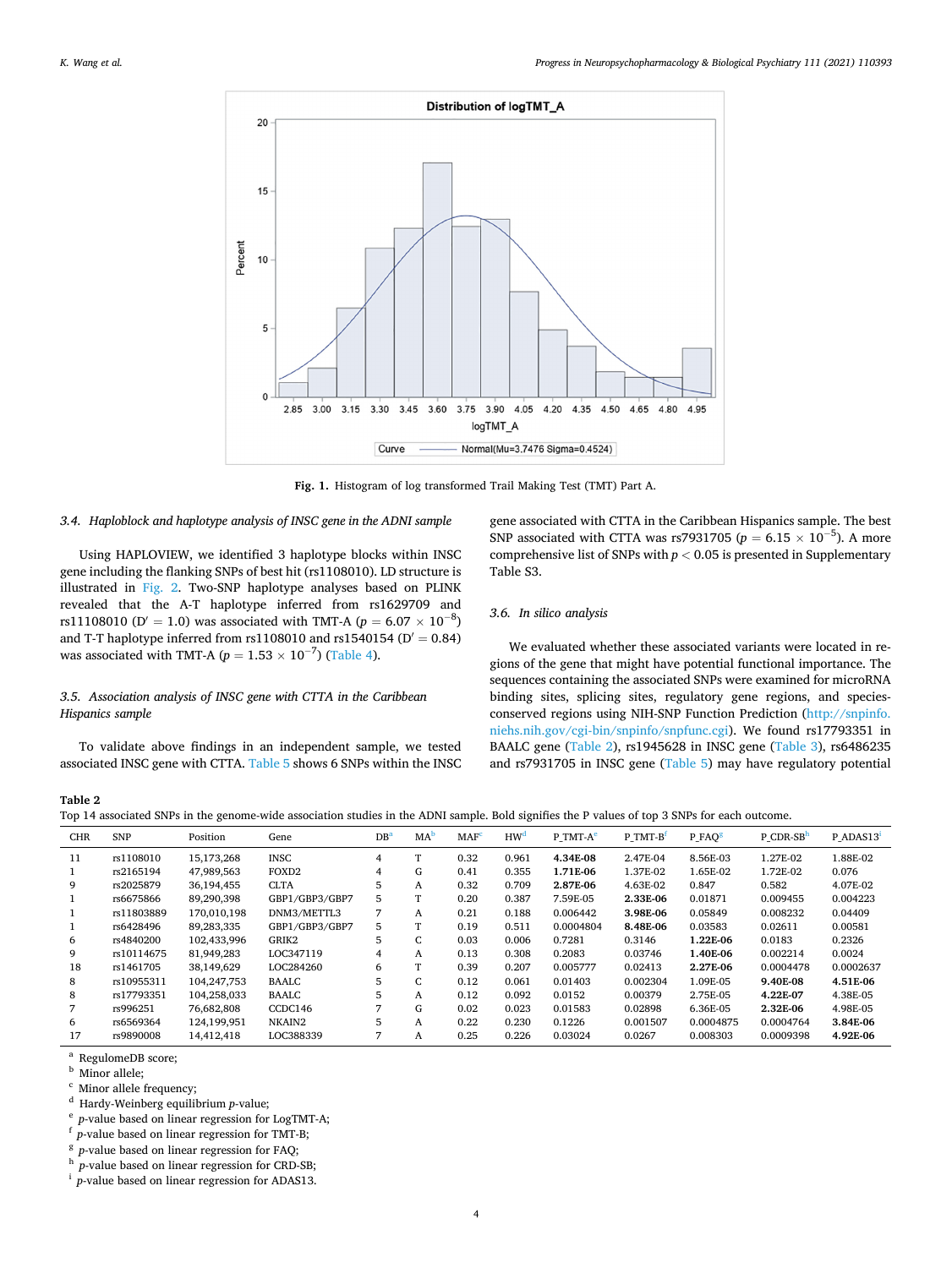Fig. 1. Histogram of log transformed Trail Making Test (TMT) Part A.

### 3.4. Haploblock and haplotype analysis of INSC gene in the ADNI sample

Using HAPLOVIEW, we identified 3 haplotype blocks within INSC gene including the flanking SNPs of best hit (rs1108010). LD structure is illustrated in Fig. 2. Two-SNP haplotype analyses based on PLINK revealed that the A-T haplotype inferred from rs1629709 and rs11108010 (D′ = 1.0) was associated with TMT-A ($p = 6.07 \times 10^{-8}$) and T-T haplotype inferred from rs1108010 and rs1540154 (D′ = 0.84) was associated with TMT-A ($p = 1.53 \times 10^{-7}$) (Table 4).

### 3.5. Association analysis of INSC gene with CTTA in the Caribbean Hispanics sample

To validate above findings in an independent sample, we tested associated INSC gene with CTTA. Table 5 shows 6 SNPs within the INSC gene associated with CTTA in the Caribbean Hispanics sample. The best SNP associated with CTTA was rs7931705 ($p = 6.15 \times 10^{-5}$). A more comprehensive list of SNPs with $p < 0.05$ is presented in Supplementary Table S3.

### 3.6. In silico analysis

We evaluated whether these associated variants were located in regions of the gene that might have potential functional importance. The sequences containing the associated SNPs were examined for microRNA binding sites, splicing sites, regulatory gene regions, and species-conserved regions using NIH-SNP Function Prediction (http://snpinfo.niehs.nih.gov/cgi-bin/snpinfo/snpfunc.cgi). We found rs17793351 in BAALC gene (Table 2), rs1945628 in INSC gene (Table 3), rs6486235 and rs7931705 in INSC gene (Table 5) may have regulatory potential

**Table 2**
Top 14 associated SNPs in the genome-wide association studies in the ADNI sample. Bold signifies the P values of top 3 SNPs for each outcome.

| CHR | SNP | Position | Gene | DB[a] | MA[b] | MAF[c] | HW[d] | P_TMT-A[e] | P_TMT-B[f] | P_FAQ[g] | P_CDR-SB[h] | P_ADAS13[i] |
|---|---|---|---|---|---|---|---|---|---|---|---|---|
| 11 | rs1108010 | 15,173,268 | INSC | 4 | T | 0.32 | 0.961 | **4.34E-08** | 2.47E-04 | 8.56E-03 | 1.27E-02 | 1.88E-02 |
| 1 | rs2165194 | 47,989,563 | FOXD2 | 4 | G | 0.41 | 0.355 | **1.71E-06** | 1.37E-02 | 1.65E-02 | 1.72E-02 | 0.076 |
| 9 | rs2025879 | 36,194,455 | CLTA | 5 | A | 0.32 | 0.709 | **2.87E-06** | 4.63E-02 | 0.847 | 0.582 | 4.07E-02 |
| 1 | rs6675866 | 89,290,398 | GBP1/GBP3/GBP7 | 5 | T | 0.20 | 0.387 | 7.59E-05 | **2.33E-06** | 0.01871 | 0.009455 | 0.004223 |
| 1 | rs11803889 | 170,010,198 | DNM3/METTL3 | 7 | A | 0.21 | 0.188 | 0.006442 | **3.98E-06** | 0.05849 | 0.008232 | 0.04409 |
| 1 | rs6428496 | 89,283,335 | GBP1/GBP3/GBP7 | 5 | T | 0.19 | 0.511 | 0.0004804 | **8.48E-06** | 0.03583 | 0.02611 | 0.00581 |
| 6 | rs4840200 | 102,433,996 | GRIK2 | 5 | C | 0.03 | 0.006 | 0.7281 | 0.3146 | **1.22E-06** | 0.0183 | 0.2326 |
| 9 | rs10114675 | 81,949,283 | LOC347119 | 4 | A | 0.13 | 0.308 | 0.2083 | 0.03746 | **1.40E-06** | 0.002214 | 0.0024 |
| 18 | rs1461705 | 38,149,629 | LOC284260 | 6 | T | 0.39 | 0.207 | 0.005777 | 0.02413 | **2.27E-06** | 0.0004478 | 0.0002637 |
| 8 | rs10955311 | 104,247,753 | BAALC | 5 | C | 0.12 | 0.061 | 0.01403 | 0.002304 | 1.09E-05 | **9.40E-08** | **4.51E-06** |
| 8 | rs17793351 | 104,258,033 | BAALC | 5 | A | 0.12 | 0.092 | 0.0152 | 0.00379 | 2.75E-05 | **4.22E-07** | 4.38E-05 |
| 7 | rs996251 | 76,682,808 | CCDC146 | 7 | G | 0.02 | 0.023 | 0.01583 | 0.02898 | 6.36E-05 | **2.32E-06** | 4.98E-05 |
| 6 | rs6569364 | 124,199,951 | NKAIN2 | 5 | A | 0.22 | 0.230 | 0.1226 | 0.001507 | 0.0004875 | 0.0004764 | **3.84E-06** |
| 17 | rs9890008 | 14,412,418 | LOC388339 | 7 | A | 0.25 | 0.226 | 0.03024 | 0.0267 | 0.008303 | 0.0009398 | **4.92E-06** |

[a] RegulomeDB score;
[b] Minor allele;
[c] Minor allele frequency;
[d] Hardy-Weinberg equilibrium p-value;
[e] p-value based on linear regression for LogTMT-A;
[f] p-value based on linear regression for TMT-B;
[g] p-value based on linear regression for FAQ;
[h] p-value based on linear regression for CRD-SB;
[i] p-value based on linear regression for ADAS13.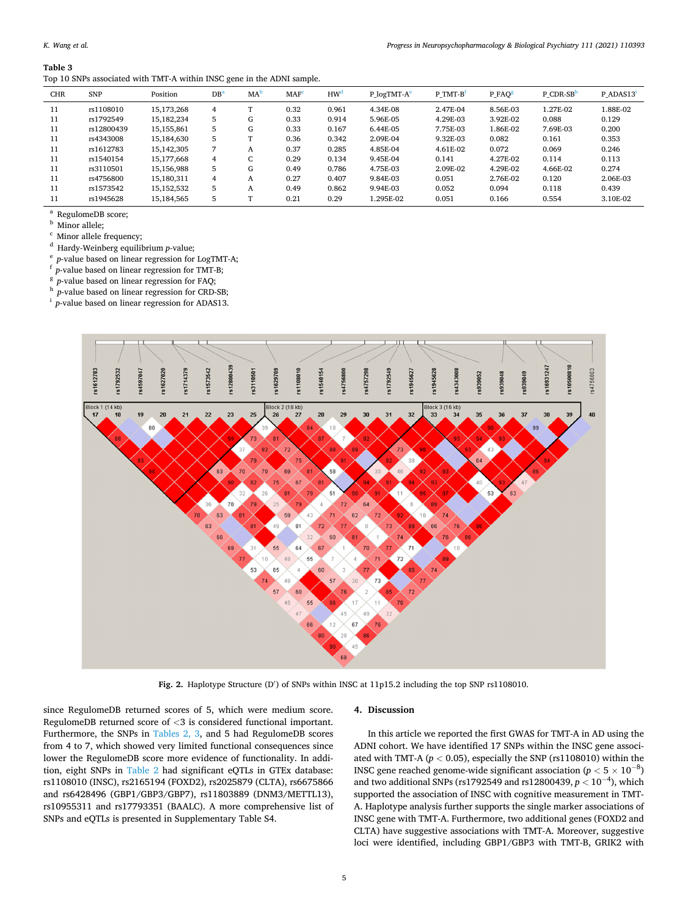**Table 3**
Top 10 SNPs associated with TMT-A within INSC gene in the ADNI sample.

| CHR | SNP | Position | DB[a] | MA[b] | MAF[c] | HW[d] | P_logTMT-A[e] | P_TMT-B[f] | P_FAQ[g] | P_CDR-SB[h] | P_ADAS13[i] |
|---|---|---|---|---|---|---|---|---|---|---|---|
| 11 | rs1108010 | 15,173,268 | 4 | T | 0.32 | 0.961 | 4.34E-08 | 2.47E-04 | 8.56E-03 | 1.27E-02 | 1.88E-02 |
| 11 | rs1792549 | 15,182,234 | 5 | G | 0.33 | 0.914 | 5.96E-05 | 4.29E-03 | 3.92E-02 | 0.088 | 0.129 |
| 11 | rs12800439 | 15,155,861 | 5 | G | 0.33 | 0.167 | 6.44E-05 | 7.75E-03 | 1.86E-02 | 7.69E-03 | 0.200 |
| 11 | rs4343008 | 15,184,630 | 5 | T | 0.36 | 0.342 | 2.09E-04 | 9.32E-03 | 0.082 | 0.161 | 0.353 |
| 11 | rs1612783 | 15,142,305 | 7 | A | 0.37 | 0.285 | 4.85E-04 | 4.61E-02 | 0.072 | 0.069 | 0.246 |
| 11 | rs1540154 | 15,177,668 | 4 | C | 0.29 | 0.134 | 9.45E-04 | 0.141 | 4.27E-02 | 0.114 | 0.113 |
| 11 | rs3110501 | 15,156,988 | 5 | G | 0.49 | 0.786 | 4.75E-03 | 2.09E-02 | 4.29E-02 | 4.66E-02 | 0.274 |
| 11 | rs4756800 | 15,180,311 | 4 | A | 0.27 | 0.407 | 9.84E-03 | 0.051 | 2.76E-02 | 0.120 | 2.06E-03 |
| 11 | rs1573542 | 15,152,532 | 5 | A | 0.49 | 0.862 | 9.94E-03 | 0.052 | 0.094 | 0.118 | 0.439 |
| 11 | rs1945628 | 15,184,565 | 5 | T | 0.21 | 0.29 | 1.295E-02 | 0.051 | 0.166 | 0.554 | 3.10E-02 |

[a] RegulomeDB score;
[b] Minor allele;
[c] Minor allele frequency;
[d] Hardy-Weinberg equilibrium *p*-value;
[e] *p*-value based on linear regression for LogTMT-A;
[f] *p*-value based on linear regression for TMT-B;
[g] *p*-value based on linear regression for FAQ;
[h] *p*-value based on linear regression for CRD-SB;
[i] *p*-value based on linear regression for ADAS13.

**Fig. 2.** Haplotype Structure (D′) of SNPs within INSC at 11p15.2 including the top SNP rs1108010.

since RegulomeDB returned scores of 5, which were medium score. RegulomeDB returned score of <3 is considered functional important. Furthermore, the SNPs in Tables 2, 3, and 5 had RegulomeDB scores from 4 to 7, which showed very limited functional consequences since lower the RegulomeDB score more evidence of functionality. In addition, eight SNPs in Table 2 had significant eQTLs in GTEx database: rs1108010 (INSC), rs2165194 (FOXD2), rs2025879 (CLTA), rs6675866 and rs6428496 (GBP1/GBP3/GBP7), rs11803889 (DNM3/METTL13), rs10955311 and rs17793351 (BAALC). A more comprehensive list of SNPs and eQTLs is presented in Supplementary Table S4.

## 4. Discussion

In this article we reported the first GWAS for TMT-A in AD using the ADNI cohort. We have identified 17 SNPs within the INSC gene associated with TMT-A ($p < 0.05$), especially the SNP (rs1108010) within the INSC gene reached genome-wide significant association ($p < 5 \times 10^{-8}$) and two additional SNPs (rs1792549 and rs12800439, $p < 10^{-4}$), which supported the association of INSC with cognitive measurement in TMT-A. Haplotype analysis further supports the single marker associations of INSC gene with TMT-A. Furthermore, two additional genes (FOXD2 and CLTA) have suggestive associations with TMT-A. Moreover, suggestive loci were identified, including GBP1/GBP3 with TMT-B, GRIK2 with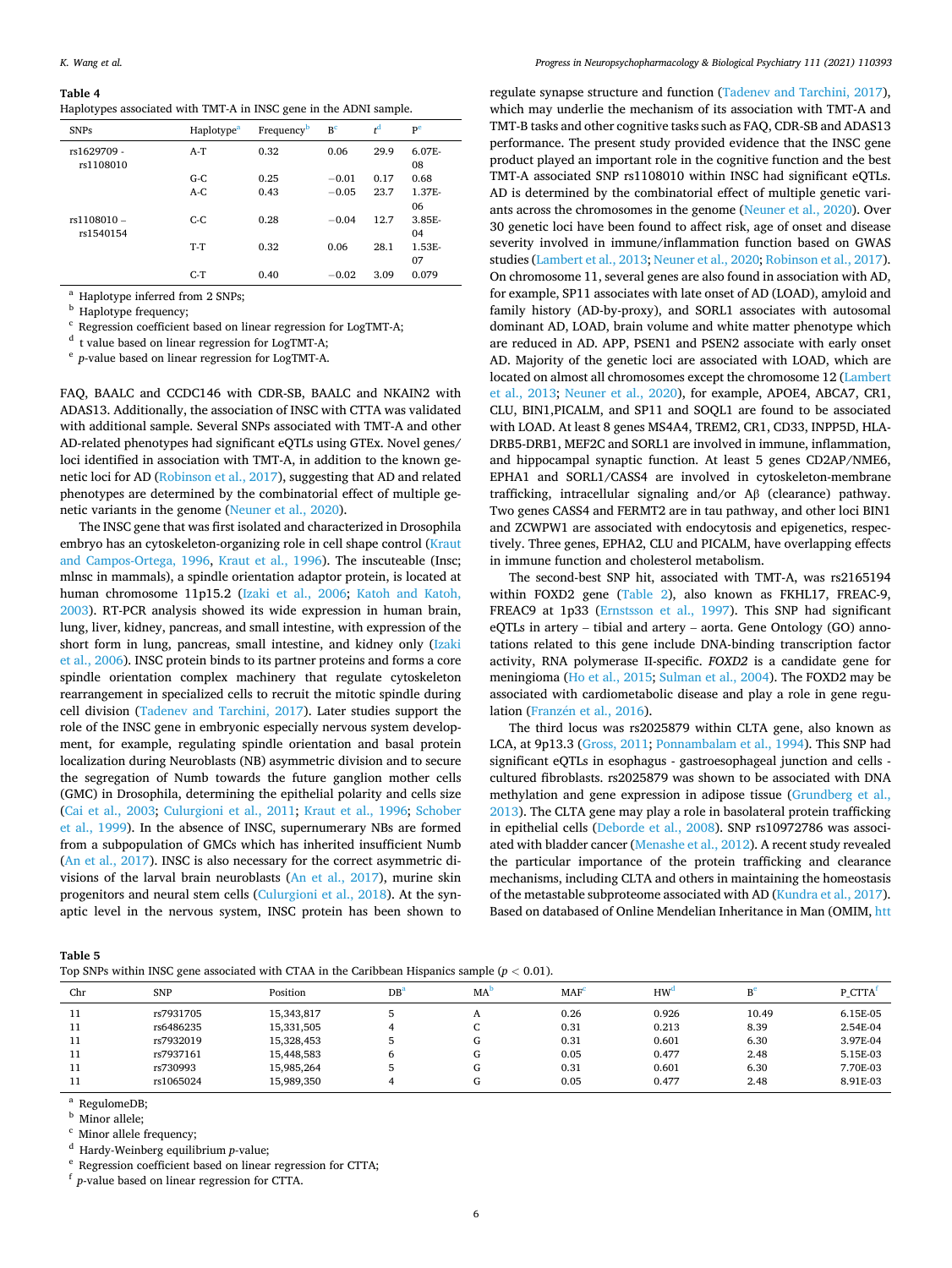**Table 4**
Haplotypes associated with TMT-A in INSC gene in the ADNI sample.

| SNPs | Haplotype[a] | Frequency[b] | B[c] | t[d] | P[e] |
|---|---|---|---|---|---|
| rs1629709 - rs1108010 | A-T | 0.32 | 0.06 | 29.9 | 6.07E-08 |
| | G-C | 0.25 | −0.01 | 0.17 | 0.68 |
| | A-C | 0.43 | −0.05 | 23.7 | 1.37E-06 |
| rs1108010 – rs1540154 | C-C | 0.28 | −0.04 | 12.7 | 3.85E-04 |
| | T-T | 0.32 | 0.06 | 28.1 | 1.53E-07 |
| | C-T | 0.40 | −0.02 | 3.09 | 0.079 |

[a] Haplotype inferred from 2 SNPs;
[b] Haplotype frequency;
[c] Regression coefficient based on linear regression for LogTMT-A;
[d] t value based on linear regression for LogTMT-A;
[e] *p*-value based on linear regression for LogTMT-A.

FAQ, BAALC and CCDC146 with CDR-SB, BAALC and NKAIN2 with ADAS13. Additionally, the association of INSC with CTTA was validated with additional sample. Several SNPs associated with TMT-A and other AD-related phenotypes had significant eQTLs using GTEx. Novel genes/loci identified in association with TMT-A, in addition to the known genetic loci for AD (Robinson et al., 2017), suggesting that AD and related phenotypes are determined by the combinatorial effect of multiple genetic variants in the genome (Neuner et al., 2020).

The INSC gene that was first isolated and characterized in Drosophila embryo has an cytoskeleton-organizing role in cell shape control (Kraut and Campos-Ortega, 1996, Kraut et al., 1996). The inscuteable (Insc; mInsc in mammals), a spindle orientation adaptor protein, is located at human chromosome 11p15.2 (Izaki et al., 2006; Katoh and Katoh, 2003). RT-PCR analysis showed its wide expression in human brain, lung, liver, kidney, pancreas, and small intestine, with expression of the short form in lung, pancreas, small intestine, and kidney only (Izaki et al., 2006). INSC protein binds to its partner proteins and forms a core spindle orientation complex machinery that regulate cytoskeleton rearrangement in specialized cells to recruit the mitotic spindle during cell division (Tadenev and Tarchini, 2017). Later studies support the role of the INSC gene in embryonic especially nervous system development, for example, regulating spindle orientation and basal protein localization during Neuroblasts (NB) asymmetric division and to secure the segregation of Numb towards the future ganglion mother cells (GMC) in Drosophila, determining the epithelial polarity and cells size (Cai et al., 2003; Culurgioni et al., 2011; Kraut et al., 1996; Schober et al., 1999). In the absence of INSC, supernumerary NBs are formed from a subpopulation of GMCs which has inherited insufficient Numb (An et al., 2017). INSC is also necessary for the correct asymmetric divisions of the larval brain neuroblasts (An et al., 2017), murine skin progenitors and neural stem cells (Culurgioni et al., 2018). At the synaptic level in the nervous system, INSC protein has been shown to regulate synapse structure and function (Tadenev and Tarchini, 2017), which may underlie the mechanism of its association with TMT-A and TMT-B tasks and other cognitive tasks such as FAQ, CDR-SB and ADAS13 performance. The present study provided evidence that the INSC gene product played an important role in the cognitive function and the best TMT-A associated SNP rs1108010 within INSC had significant eQTLs. AD is determined by the combinatorial effect of multiple genetic variants across the chromosomes in the genome (Neuner et al., 2020). Over 30 genetic loci have been found to affect risk, age of onset and disease severity involved in immune/inflammation function based on GWAS studies (Lambert et al., 2013; Neuner et al., 2020; Robinson et al., 2017). On chromosome 11, several genes are also found in association with AD, for example, SP11 associates with late onset of AD (LOAD), amyloid and family history (AD-by-proxy), and SORL1 associates with autosomal dominant AD, LOAD, brain volume and white matter phenotype which are reduced in AD. APP, PSEN1 and PSEN2 associate with early onset AD. Majority of the genetic loci are associated with LOAD, which are located on almost all chromosomes except the chromosome 12 (Lambert et al., 2013; Neuner et al., 2020), for example, APOE4, ABCA7, CR1, CLU, BIN1,PICALM, and SP11 and SOQL1 are found to be associated with LOAD. At least 8 genes MS4A4, TREM2, CR1, CD33, INPP5D, HLA-DRB5-DRB1, MEF2C and SORL1 are involved in immune, inflammation, and hippocampal synaptic function. At least 5 genes CD2AP/NME6, EPHA1 and SORL1/CASS4 are involved in cytoskeleton-membrane trafficking, intracellular signaling and/or Aβ (clearance) pathway. Two genes CASS4 and FERMT2 are in tau pathway, and other loci BIN1 and ZCWPW1 are associated with endocytosis and epigenetics, respectively. Three genes, EPHA2, CLU and PICALM, have overlapping effects in immune function and cholesterol metabolism.

The second-best SNP hit, associated with TMT-A, was rs2165194 within FOXD2 gene (Table 2), also known as FKHL17, FREAC-9, FREAC9 at 1p33 (Ernstsson et al., 1997). This SNP had significant eQTLs in artery – tibial and artery – aorta. Gene Ontology (GO) annotations related to this gene include DNA-binding transcription factor activity, RNA polymerase II-specific. *FOXD2* is a candidate gene for meningioma (Ho et al., 2015; Sulman et al., 2004). The FOXD2 may be associated with cardiometabolic disease and play a role in gene regulation (Franzén et al., 2016).

The third locus was rs2025879 within CLTA gene, also known as LCA, at 9p13.3 (Gross, 2011; Ponnambalam et al., 1994). This SNP had significant eQTLs in esophagus - gastroesophageal junction and cells - cultured fibroblasts. rs2025879 was shown to be associated with DNA methylation and gene expression in adipose tissue (Grundberg et al., 2013). The CLTA gene may play a role in basolateral protein trafficking in epithelial cells (Deborde et al., 2008). SNP rs10972786 was associated with bladder cancer (Menashe et al., 2012). A recent study revealed the particular importance of the protein trafficking and clearance mechanisms, including CLTA and others in maintaining the homeostasis of the metastable subproteome associated with AD (Kundra et al., 2017). Based on databased of Online Mendelian Inheritance in Man (OMIM, htt

**Table 5**
Top SNPs within INSC gene associated with CTAA in the Caribbean Hispanics sample ($p < 0.01$).

| Chr | SNP | Position | DB[a] | MA[b] | MAF[c] | HW[d] | B[e] | P_CTTA[f] |
|---|---|---|---|---|---|---|---|---|
| 11 | rs7931705 | 15,343,817 | 5 | A | 0.26 | 0.926 | 10.49 | 6.15E-05 |
| 11 | rs6486235 | 15,331,505 | 4 | C | 0.31 | 0.213 | 8.39 | 2.54E-04 |
| 11 | rs7932019 | 15,328,453 | 5 | G | 0.31 | 0.601 | 6.30 | 3.97E-04 |
| 11 | rs7937161 | 15,448,583 | 6 | G | 0.05 | 0.477 | 2.48 | 5.15E-03 |
| 11 | rs730993 | 15,985,264 | 5 | G | 0.31 | 0.601 | 6.30 | 7.70E-03 |
| 11 | rs1065024 | 15,989,350 | 4 | G | 0.05 | 0.477 | 2.48 | 8.91E-03 |

[a] RegulomeDB;
[b] Minor allele;
[c] Minor allele frequency;
[d] Hardy-Weinberg equilibrium *p*-value;
[e] Regression coefficient based on linear regression for CTTA;
[f] *p*-value based on linear regression for CTTA.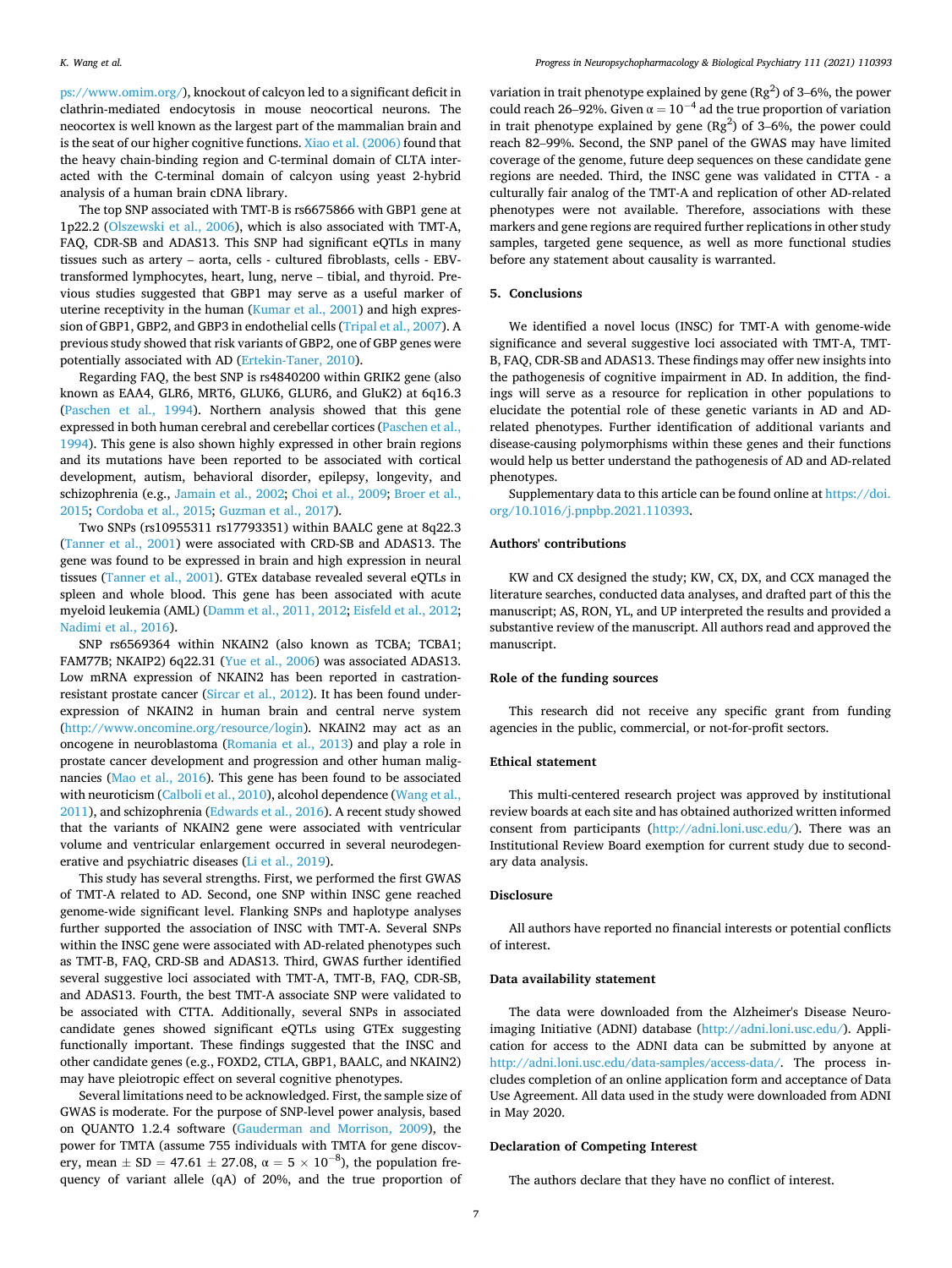ps://www.omim.org/), knockout of calcyon led to a significant deficit in clathrin-mediated endocytosis in mouse neocortical neurons. The neocortex is well known as the largest part of the mammalian brain and is the seat of our higher cognitive functions. Xiao et al. (2006) found that the heavy chain-binding region and C-terminal domain of CLTA interacted with the C-terminal domain of calcyon using yeast 2-hybrid analysis of a human brain cDNA library.

The top SNP associated with TMT-B is rs6675866 with GBP1 gene at 1p22.2 (Olszewski et al., 2006), which is also associated with TMT-A, FAQ, CDR-SB and ADAS13. This SNP had significant eQTLs in many tissues such as artery – aorta, cells - cultured fibroblasts, cells - EBV-transformed lymphocytes, heart, lung, nerve – tibial, and thyroid. Previous studies suggested that GBP1 may serve as a useful marker of uterine receptivity in the human (Kumar et al., 2001) and high expression of GBP1, GBP2, and GBP3 in endothelial cells (Tripal et al., 2007). A previous study showed that risk variants of GBP2, one of GBP genes were potentially associated with AD (Ertekin-Taner, 2010).

Regarding FAQ, the best SNP is rs4840200 within GRIK2 gene (also known as EAA4, GLR6, MRT6, GLUK6, GLUR6, and GluK2) at 6q16.3 (Paschen et al., 1994). Northern analysis showed that this gene expressed in both human cerebral and cerebellar cortices (Paschen et al., 1994). This gene is also shown highly expressed in other brain regions and its mutations have been reported to be associated with cortical development, autism, behavioral disorder, epilepsy, longevity, and schizophrenia (e.g., Jamain et al., 2002; Choi et al., 2009; Broer et al., 2015; Cordoba et al., 2015; Guzman et al., 2017).

Two SNPs (rs10955311 rs17793351) within BAALC gene at 8q22.3 (Tanner et al., 2001) were associated with CRD-SB and ADAS13. The gene was found to be expressed in brain and high expression in neural tissues (Tanner et al., 2001). GTEx database revealed several eQTLs in spleen and whole blood. This gene has been associated with acute myeloid leukemia (AML) (Damm et al., 2011, 2012; Eisfeld et al., 2012; Nadimi et al., 2016).

SNP rs6569364 within NKAIN2 (also known as TCBA; TCBA1; FAM77B; NKAIP2) 6q22.31 (Yue et al., 2006) was associated ADAS13. Low mRNA expression of NKAIN2 has been reported in castration-resistant prostate cancer (Sircar et al., 2012). It has been found under-expression of NKAIN2 in human brain and central nerve system (http://www.oncomine.org/resource/login). NKAIN2 may act as an oncogene in neuroblastoma (Romania et al., 2013) and play a role in prostate cancer development and progression and other human malignancies (Mao et al., 2016). This gene has been found to be associated with neuroticism (Calboli et al., 2010), alcohol dependence (Wang et al., 2011), and schizophrenia (Edwards et al., 2016). A recent study showed that the variants of NKAIN2 gene were associated with ventricular volume and ventricular enlargement occurred in several neurodegenerative and psychiatric diseases (Li et al., 2019).

This study has several strengths. First, we performed the first GWAS of TMT-A related to AD. Second, one SNP within INSC gene reached genome-wide significant level. Flanking SNPs and haplotype analyses further supported the association of INSC with TMT-A. Several SNPs within the INSC gene were associated with AD-related phenotypes such as TMT-B, FAQ, CRD-SB and ADAS13. Third, GWAS further identified several suggestive loci associated with TMT-A, TMT-B, FAQ, CDR-SB, and ADAS13. Fourth, the best TMT-A associate SNP were validated to be associated with CTTA. Additionally, several SNPs in associated candidate genes showed significant eQTLs using GTEx suggesting functionally important. These findings suggested that the INSC and other candidate genes (e.g., FOXD2, CTLA, GBP1, BAALC, and NKAIN2) may have pleiotropic effect on several cognitive phenotypes.

Several limitations need to be acknowledged. First, the sample size of GWAS is moderate. For the purpose of SNP-level power analysis, based on QUANTO 1.2.4 software (Gauderman and Morrison, 2009), the power for TMTA (assume 755 individuals with TMTA for gene discovery, mean ± SD = 47.61 ± 27.08, $\alpha = 5 \times 10^{-8}$), the population frequency of variant allele (qA) of 20%, and the true proportion of variation in trait phenotype explained by gene ($Rg^2$) of 3–6%, the power could reach 26–92%. Given $\alpha = 10^{-4}$ ad the true proportion of variation in trait phenotype explained by gene ($Rg^2$) of 3–6%, the power could reach 82–99%. Second, the SNP panel of the GWAS may have limited coverage of the genome, future deep sequences on these candidate gene regions are needed. Third, the INSC gene was validated in CTTA - a culturally fair analog of the TMT-A and replication of other AD-related phenotypes were not available. Therefore, associations with these markers and gene regions are required further replications in other study samples, targeted gene sequence, as well as more functional studies before any statement about causality is warranted.

## 5. Conclusions

We identified a novel locus (INSC) for TMT-A with genome-wide significance and several suggestive loci associated with TMT-A, TMT-B, FAQ, CDR-SB and ADAS13. These findings may offer new insights into the pathogenesis of cognitive impairment in AD. In addition, the findings will serve as a resource for replication in other populations to elucidate the potential role of these genetic variants in AD and AD-related phenotypes. Further identification of additional variants and disease-causing polymorphisms within these genes and their functions would help us better understand the pathogenesis of AD and AD-related phenotypes.

Supplementary data to this article can be found online at https://doi.org/10.1016/j.pnpbp.2021.110393.

## Authors' contributions

KW and CX designed the study; KW, CX, DX, and CCX managed the literature searches, conducted data analyses, and drafted part of this the manuscript; AS, RON, YL, and UP interpreted the results and provided a substantive review of the manuscript. All authors read and approved the manuscript.

## Role of the funding sources

This research did not receive any specific grant from funding agencies in the public, commercial, or not-for-profit sectors.

## Ethical statement

This multi-centered research project was approved by institutional review boards at each site and has obtained authorized written informed consent from participants (http://adni.loni.usc.edu/). There was an Institutional Review Board exemption for current study due to secondary data analysis.

## Disclosure

All authors have reported no financial interests or potential conflicts of interest.

## Data availability statement

The data were downloaded from the Alzheimer's Disease Neuroimaging Initiative (ADNI) database (http://adni.loni.usc.edu/). Application for access to the ADNI data can be submitted by anyone at http://adni.loni.usc.edu/data-samples/access-data/. The process includes completion of an online application form and acceptance of Data Use Agreement. All data used in the study were downloaded from ADNI in May 2020.

## Declaration of Competing Interest

The authors declare that they have no conflict of interest.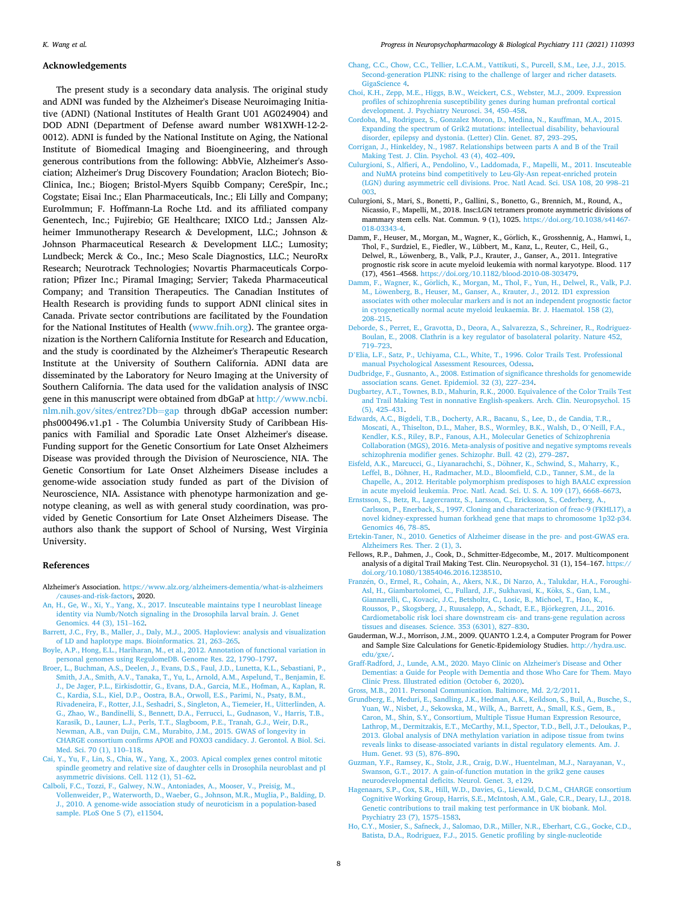## Acknowledgements

The present study is a secondary data analysis. The original study and ADNI was funded by the Alzheimer's Disease Neuroimaging Initiative (ADNI) (National Institutes of Health Grant U01 AG024904) and DOD ADNI (Department of Defense award number W81XWH-12-2-0012). ADNI is funded by the National Institute on Aging, the National Institute of Biomedical Imaging and Bioengineering, and through generous contributions from the following: AbbVie, Alzheimer's Association; Alzheimer's Drug Discovery Foundation; Araclon Biotech; BioClinica, Inc.; Biogen; Bristol-Myers Squibb Company; CereSpir, Inc.; Cogstate; Eisai Inc.; Elan Pharmaceuticals, Inc.; Eli Lilly and Company; EuroImmun; F. Hoffmann-La Roche Ltd. and its affiliated company Genentech, Inc.; Fujirebio; GE Healthcare; IXICO Ltd.; Janssen Alzheimer Immunotherapy Research & Development, LLC.; Johnson & Johnson Pharmaceutical Research & Development LLC.; Lumosity; Lundbeck; Merck & Co., Inc.; Meso Scale Diagnostics, LLC.; NeuroRx Research; Neurotrack Technologies; Novartis Pharmaceuticals Corporation; Pfizer Inc.; Piramal Imaging; Servier; Takeda Pharmaceutical Company; and Transition Therapeutics. The Canadian Institutes of Health Research is providing funds to support ADNI clinical sites in Canada. Private sector contributions are facilitated by the Foundation for the National Institutes of Health (www.fnih.org). The grantee organization is the Northern California Institute for Research and Education, and the study is coordinated by the Alzheimer's Therapeutic Research Institute at the University of Southern California. ADNI data are disseminated by the Laboratory for Neuro Imaging at the University of Southern California. The data used for the validation analysis of INSC gene in this manuscript were obtained from dbGaP at http://www.ncbi.nlm.nih.gov/sites/entrez?Db=gap through dbGaP accession number: phs000496.v1.p1 - The Columbia University Study of Caribbean Hispanics with Familial and Sporadic Late Onset Alzheimer's disease. Funding support for the Genetic Consortium for Late Onset Alzheimers Disease was provided through the Division of Neuroscience, NIA. The Genetic Consortium for Late Onset Alzheimers Disease includes a genome-wide association study funded as part of the Division of Neuroscience, NIA. Assistance with phenotype harmonization and genotype cleaning, as well as with general study coordination, was provided by Genetic Consortium for Late Onset Alzheimers Disease. The authors also thank the support of School of Nursing, West Virginia University.

## References

Alzheimer's Association. https://www.alz.org/alzheimers-dementia/what-is-alzheimers/causes-and-risk-factors, 2020.

An, H., Ge, W., Xi, Y., Yang, X., 2017. Inscuteable maintains type I neuroblast lineage identity via Numb/Notch signaling in the Drosophila larval brain. J. Genet Genomics. 44 (3), 151–162.

Barrett, J.C., Fry, B., Maller, J., Daly, M.J., 2005. Haploview: analysis and visualization of LD and haplotype maps. Bioinformatics. 21, 263–265.

Boyle, A.P., Hong, E.L., Hariharan, M., et al., 2012. Annotation of functional variation in personal genomes using RegulomeDB. Genome Res. 22, 1790–1797.

Broer, L., Buchman, A.S., Deelen, J., Evans, D.S., Faul, J.D., Lunetta, K.L., Sebastiani, P., Smith, J.A., Smith, A.V., Tanaka, T., Yu, L., Arnold, A.M., Aspelund, T., Benjamin, E.J., De Jager, P.L., Eirkisdottir, G., Evans, D.A., Garcia, M.E., Hofman, A., Kaplan, R.C., Kardia, S.L., Kiel, D.P., Oostra, B.A., Orwoll, E.S., Parimi, N., Psaty, B.M., Rivadeneira, F., Rotter, J.I., Seshadri, S., Singleton, A., Tiemeier, H., Uitterlinden, A.G., Zhao, W., Bandinelli, S., Bennett, D.A., Ferrucci, L., Gudnason, V., Harris, T.B., Karasik, D., Launer, L.J., Perls, T.T., Slagboom, P.E., Tranah, G.J., Weir, D.R., Newman, A.B., van Duijn, C.M., Murabito, J.M., 2015. GWAS of longevity in CHARGE consortium confirms APOE and FOXO3 candidacy. J. Gerontol. A Biol. Sci. Med. Sci. 70 (1), 110–118.

Cai, Y., Yu, F., Lin, S., Chia, W., Yang, X., 2003. Apical complex genes control mitotic spindle geometry and relative size of daughter cells in Drosophila neuroblast and pI asymmetric divisions. Cell. 112 (1), 51–62.

Calboli, F.C., Tozzi, F., Galwey, N.W., Antoniades, A., Mooser, V., Preisig, M., Vollenweider, P., Waterworth, D., Waeber, G., Johnson, M.R., Muglia, P., Balding, D.J., 2010. A genome-wide association study of neuroticism in a population-based sample. PLoS One 5 (7), e11504.

Chang, C.C., Chow, C.C., Tellier, L.C.A.M., Vattikuti, S., Purcell, S.M., Lee, J.J., 2015. Second-generation PLINK: rising to the challenge of larger and richer datasets. GigaScience 4.

Choi, K.H., Zepp, M.E., Higgs, B.W., Weickert, C.S., Webster, M.J., 2009. Expression profiles of schizophrenia susceptibility genes during human prefrontal cortical development. J. Psychiatry Neurosci. 34, 450–458.

Cordoba, M., Rodriguez, S., Gonzalez Moron, D., Medina, N., Kauffman, M.A., 2015. Expanding the spectrum of Grik2 mutations: intellectual disability, behavioural disorder, epilepsy and dystonia. (Letter) Clin. Genet. 87, 293–295.

Corrigan, J., Hinkeldey, N., 1987. Relationships between parts A and B of the Trail Making Test. J. Clin. Psychol. 43 (4), 402–409.

Culurgioni, S., Alfieri, A., Pendolino, V., Laddomada, F., Mapelli, M., 2011. Inscuteable and NuMA proteins bind competitively to Leu-Gly-Asn repeat-enriched protein (LGN) during asymmetric cell divisions. Proc. Natl Acad. Sci. USA 108, 20 998–21 003.

Culurgioni, S., Mari, S., Bonetti, P., Gallini, S., Bonetto, G., Brennich, M., Round, A., Nicassio, F., Mapelli, M., 2018. Insc:LGN tetramers promote asymmetric divisions of mammary stem cells. Nat. Commun. 9 (1), 1025. https://doi.org/10.1038/s41467-018-03343-4.

Damm, F., Heuser, M., Morgan, M., Wagner, K., Görlich, K., Grosshennig, A., Hamwi, I., Thol, F., Surdziel, E., Fiedler, W., Lübbert, M., Kanz, L., Reuter, C., Heil, G., Delwel, R., Löwenberg, B., Valk, P.J., Krauter, J., Ganser, A., 2011. Integrative prognostic risk score in acute myeloid leukemia with normal karyotype. Blood. 117 (17), 4561–4568. https://doi.org/10.1182/blood-2010-08-303479.

Damm, F., Wagner, K., Görlich, K., Morgan, M., Thol, F., Yun, H., Delwel, R., Valk, P.J.M., Löwenberg, B., Heuser, M., Ganser, A., Krauter, J., 2012. ID1 expression associates with other molecular markers and is not an independent prognostic factor in cytogenetically normal acute myeloid leukaemia. Br. J. Haematol. 158 (2), 208–215.

Deborde, S., Perret, E., Gravotta, D., Deora, A., Salvarezza, S., Schreiner, R., Rodriguez-Boulan, E., 2008. Clathrin is a key regulator of basolateral polarity. Nature 452, 719–723.

D'Elia, L.F., Satz, P., Uchiyama, C.L., White, T., 1996. Color Trails Test. Professional manual Psychological Assessment Resources, Odessa.

Dudbridge, F., Gusnanto, A., 2008. Estimation of significance thresholds for genomewide association scans. Genet. Epidemiol. 32 (2), 227–234.

Dugbartey, A.T., Townes, B.D., Mahurin, R.K., 2000. Equivalence of the Color Trails Test and Trail Making Test in nonnative English-speakers. Arch. Clin. Neuropsychol. 15 (5), 425–431.

Edwards, A.C., Bigdeli, T.B., Docherty, A.R., Bacanu, S., Lee, D., de Candia, T.R., Moscati, A., Thiselton, D.L., Maher, B.S., Wormley, B.K., Walsh, D., O`Neill, F.A., Kendler, K.S., Riley, B.P., Fanous, A.H., Molecular Genetics of Schizophrenia Collaboration (MGS), 2016. Meta-analysis of positive and negative symptoms reveals schizophrenia modifier genes. Schizophr. Bull. 42 (2), 279–287.

Eisfeld, A.K., Marcucci, G., Liyanarachchi, S., Döhner, K., Schwind, S., Maharry, K., Leffel, B., Döhner, H., Radmacher, M.D., Bloomfield, C.D., Tanner, S.M., de la Chapelle, A., 2012. Heritable polymorphism predisposes to high BAALC expression in acute myeloid leukemia. Proc. Natl. Acad. Sci. U. S. A. 109 (17), 6668–6673.

Ernstsson, S., Betz, R., Lagercrantz, S., Larsson, C., Ericksson, S., Cederberg, A., Carlsson, P., Enerback, S., 1997. Cloning and characterization of freac-9 (FKHL17), a novel kidney-expressed human forkhead gene that maps to chromosome 1p32-p34. Genomics 46, 78–85.

Ertekin-Taner, N., 2010. Genetics of Alzheimer disease in the pre- and post-GWAS era. Alzheimers Res. Ther. 2 (1), 3.

Fellows, R.P., Dahmen, J., Cook, D., Schmitter-Edgecombe, M., 2017. Multicomponent analysis of a digital Trail Making Test. Clin. Neuropsychol. 31 (1), 154–167. https://doi.org/10.1080/13854046.2016.1238510.

Franzén, O., Ermel, R., Cohain, A., Akers, N.K., Di Narzo, A., Talukdar, H.A., Foroughi-Asl, H., Giambartolomei, C., Fullard, J.F., Sukhavasi, K., Köks, S., Gan, L.M., Giannarelli, C., Kovacic, J.C., Betsholtz, C., Losic, B., Michoel, T., Hao, K., Roussos, P., Skogsberg, J., Ruusalepp, A., Schadt, E.E., Björkegren, J.L., 2016. Cardiometabolic risk loci share downstream cis- and trans-gene regulation across tissues and diseases. Science. 353 (6301), 827–830.

Gauderman, W.J., Morrison, J.M., 2009. QUANTO 1.2.4, a Computer Program for Power and Sample Size Calculations for Genetic-Epidemiology Studies. http://hydra.usc.edu/gxe/.

Graff-Radford, J., Lunde, A.M., 2020. Mayo Clinic on Alzheimer's Disease and Other Dementias: a Guide for People with Dementia and those Who Care for Them. Mayo Clinic Press. Illustrated edition (October 6, 2020).

Gross, M.B., 2011. Personal Communication. Baltimore, Md. 2/2/2011.

Grundberg, E., Meduri, E., Sandling, J.K., Hedman, A.K., Keildson, S., Buil, A., Busche, S., Yuan, W., Nisbet, J., Sekowska, M., Wilk, A., Barrett, A., Small, K.S., Gem, B., Caron, M., Shin, S.Y., Consortium, Multiple Tissue Human Expression Resource, Lathrop, M., Dermitzakis, E.T., McCarthy, M.I., Spector, T.D., Bell, J.T., Deloukas, P., 2013. Global analysis of DNA methylation variation in adipose tissue from twins reveals links to disease-associated variants in distal regulatory elements. Am. J. Hum. Genet. 93 (5), 876–890.

Guzman, Y.F., Ramsey, K., Stolz, J.R., Craig, D.W., Huentelman, M.J., Narayanan, V., Swanson, G.T., 2017. A gain-of-function mutation in the grik2 gene causes neurodevelopmental deficits. Neurol. Genet. 3, e129.

Hagenaars, S.P., Cox, S.R., Hill, W.D., Davies, G., Liewald, D.C.M., CHARGE consortium Cognitive Working Group, Harris, S.E., McIntosh, A.M., Gale, C.R., Deary, I.J., 2018. Genetic contributions to trail making test performance in UK biobank. Mol. Psychiatry 23 (7), 1575–1583.

Ho, C.Y., Mosier, S., Safneck, J., Salomao, D.R., Miller, N.R., Eberhart, C.G., Gocke, C.D., Batista, D.A., Rodriguez, F.J., 2015. Genetic profiling by single-nucleotide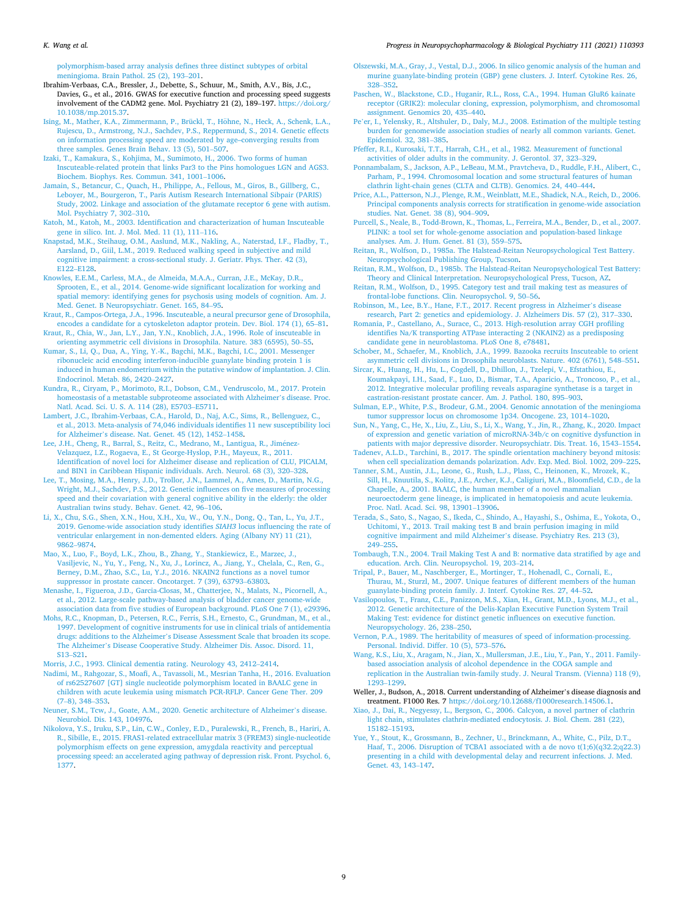polymorphism-based array analysis defines three distinct subtypes of orbital meningioma. Brain Pathol. 25 (2), 193–201.

Ibrahim-Verbaas, C.A., Bressler, J., Debette, S., Schuur, M., Smith, A.V., Bis, J.C., Davies, G., et al., 2016. GWAS for executive function and processing speed suggests involvement of the CADM2 gene. Mol. Psychiatry 21 (2), 189–197. https://doi.org/10.1038/mp.2015.37.

Ising, M., Mather, K.A., Zimmermann, P., Brückl, T., Höhne, N., Heck, A., Schenk, L.A., Rujescu, D., Armstrong, N.J., Sachdev, P.S., Reppermund, S., 2014. Genetic effects on information processing speed are moderated by age–converging results from three samples. Genes Brain Behav. 13 (5), 501–507.

Izaki, T., Kamakura, S., Kohjima, M., Sumimoto, H., 2006. Two forms of human Inscuteable-related protein that links Par3 to the Pins homologues LGN and AGS3. Biochem. Biophys. Res. Commun. 341, 1001–1006.

Jamain, S., Betancur, C., Quach, H., Philippe, A., Fellous, M., Giros, B., Gillberg, C., Leboyer, M., Bourgeron, T., Paris Autism Research International Sibpair (PARIS) Study, 2002. Linkage and association of the glutamate receptor 6 gene with autism. Mol. Psychiatry 7, 302–310.

Katoh, M., Katoh, M., 2003. Identification and characterization of human Inscuteable gene in silico. Int. J. Mol. Med. 11 (1), 111–116.

Knapstad, M.K., Steihaug, O.M., Aaslund, M.K., Nakling, A., Naterstad, I.F., Fladby, T., Aarsland, D., Giil, L.M., 2019. Reduced walking speed in subjective and mild cognitive impairment: a cross-sectional study. J. Geriatr. Phys. Ther. 42 (3), E122–E128.

Knowles, E.E.M., Carless, M.A., de Almeida, M.A.A., Curran, J.E., McKay, D.R., Sprooten, E., et al., 2014. Genome-wide significant localization for working and spatial memory: identifying genes for psychosis using models of cognition. Am. J. Med. Genet. B Neuropsychiatr. Genet. 165, 84–95.

Kraut, R., Campos-Ortega, J.A., 1996. Inscuteable, a neural precursor gene of Drosophila, encodes a candidate for a cytoskeleton adaptor protein. Dev. Biol. 174 (1), 65–81.

Kraut, R., Chia, W., Jan, L.Y., Jan, Y.N., Knoblich, J.A., 1996. Role of inscuteable in orienting asymmetric cell divisions in Drosophila. Nature. 383 (6595), 50–55.

Kumar, S., Li, Q., Dua, A., Ying, Y.-K., Bagchi, M.K., Bagchi, I.C., 2001. Messenger ribonucleic acid encoding interferon-inducible guanylate binding protein 1 is induced in human endometrium within the putative window of implantation. J. Clin. Endocrinol. Metab. 86, 2420–2427.

Kundra, R., Ciryam, P., Morimoto, R.I., Dobson, C.M., Vendruscolo, M., 2017. Protein homeostasis of a metastable subproteome associated with Alzheimer's disease. Proc. Natl. Acad. Sci. U. S. A. 114 (28), E5703–E5711.

Lambert, J.C., Ibrahim-Verbaas, C.A., Harold, D., Naj, A.C., Sims, R., Bellenguez, C., et al., 2013. Meta-analysis of 74,046 individuals identifies 11 new susceptibility loci for Alzheimer's disease. Nat. Genet. 45 (12), 1452–1458.

Lee, J.H., Cheng, R., Barral, S., Reitz, C., Medrano, M., Lantigua, R., Jiménez-Velazquez, I.Z., Rogaeva, E., St George-Hyslop, P.H., Mayeux, R., 2011. Identification of novel loci for Alzheimer disease and replication of CLU, PICALM, and BIN1 in Caribbean Hispanic individuals. Arch. Neurol. 68 (3), 320–328.

Lee, T., Mosing, M.A., Henry, J.D., Trollor, J.N., Lammel, A., Ames, D., Martin, N.G., Wright, M.J., Sachdev, P.S., 2012. Genetic influences on five measures of processing speed and their covariation with general cognitive ability in the elderly: the older Australian twins study. Behav. Genet. 42, 96–106.

Li, X., Chu, S.G., Shen, X.N., Hou, X.H., Xu, W., Ou, Y.N., Dong, Q., Tan, L., Yu, J.T., 2019. Genome-wide association study identifies *SIAH3* locus influencing the rate of ventricular enlargement in non-demented elders. Aging (Albany NY) 11 (21), 9862–9874.

Mao, X., Luo, F., Boyd, L.K., Zhou, B., Zhang, Y., Stankiewicz, E., Marzec, J., Vasiljevic, N., Yu, Y., Feng, N., Xu, J., Lorincz, A., Jiang, Y., Chelala, C., Ren, G., Berney, D.M., Zhao, S.C., Lu, Y.J., 2016. NKAIN2 functions as a novel tumor suppressor in prostate cancer. Oncotarget. 7 (39), 63793–63803.

Menashe, I., Figueroa, J.D., Garcia-Closas, M., Chatterjee, N., Malats, N., Picornell, A., et al., 2012. Large-scale pathway-based analysis of bladder cancer genome-wide association data from five studies of European background. PLoS One 7 (1), e29396.

Mohs, R.C., Knopman, D., Petersen, R.C., Ferris, S.H., Ernesto, C., Grundman, M., et al., 1997. Development of cognitive instruments for use in clinical trials of antidementia drugs: additions to the Alzheimer's Disease Assessment Scale that broaden its scope. The Alzheimer's Disease Cooperative Study. Alzheimer Dis. Assoc. Disord. 11, S13–S21.

Morris, J.C., 1993. Clinical dementia rating. Neurology 43, 2412–2414.

Nadimi, M., Rahgozar, S., Moafi, A., Tavassoli, M., Mesrian Tanha, H., 2016. Evaluation of rs62527607 [GT] single nucleotide polymorphism located in BAALC gene in children with acute leukemia using mismatch PCR-RFLP. Cancer Gene Ther. 209 (7–8), 348–353.

Neuner, S.M., Tcw, J., Goate, A.M., 2020. Genetic architecture of Alzheimer's disease. Neurobiol. Dis. 143, 104976.

Nikolova, Y.S., Iruku, S.P., Lin, C.W., Conley, E.D., Puralewski, R., French, B., Hariri, A. R., Sibille, E., 2015. FRAS1-related extracellular matrix 3 (FREM3) single-nucleotide polymorphism effects on gene expression, amygdala reactivity and perceptual processing speed: an accelerated aging pathway of depression risk. Front. Psychol. 6, 1377.

Olszewski, M.A., Gray, J., Vestal, D.J., 2006. In silico genomic analysis of the human and murine guanylate-binding protein (GBP) gene clusters. J. Interf. Cytokine Res. 26, 328–352.

Paschen, W., Blackstone, C.D., Huganir, R.L., Ross, C.A., 1994. Human GluR6 kainate receptor (GRIK2): molecular cloning, expression, polymorphism, and chromosomal assignment. Genomics 20, 435–440.

Pe'er, I., Yelensky, R., Altshuler, D., Daly, M.J., 2008. Estimation of the multiple testing burden for genomewide association studies of nearly all common variants. Genet. Epidemiol. 32, 381–385.

Pfeffer, R.I., Kurosaki, T.T., Harrah, C.H., et al., 1982. Measurement of functional activities of older adults in the community. J. Gerontol. 37, 323–329.

Ponnambalam, S., Jackson, A.P., LeBeau, M.M., Pravtcheva, D., Ruddle, F.H., Alibert, C., Parham, P., 1994. Chromosomal location and some structural features of human clathrin light-chain genes (CLTA and CLTB). Genomics. 24, 440–444.

Price, A.L., Patterson, N.J., Plenge, R.M., Weinblatt, M.E., Shadick, N.A., Reich, D., 2006. Principal components analysis corrects for stratification in genome-wide association studies. Nat. Genet. 38 (8), 904–909.

Purcell, S., Neale, B., Todd-Brown, K., Thomas, L., Ferreira, M.A., Bender, D., et al., 2007. PLINK: a tool set for whole-genome association and population-based linkage analyses. Am. J. Hum. Genet. 81 (3), 559–575.

Reitan, R., Wolfson, D., 1985a. The Halstead-Reitan Neuropsychological Test Battery. Neuropsychological Publishing Group, Tucson.

Reitan, R.M., Wolfson, D., 1985b. The Halstead-Reitan Neuropsychological Test Battery: Theory and Clinical Interpretation. Neuropsychological Press, Tucson, AZ.

Reitan, R.M., Wolfson, D., 1995. Category test and trail making test as measures of frontal-lobe functions. Clin. Neuropsychol. 9, 50–56.

Robinson, M., Lee, B.Y., Hane, F.T., 2017. Recent progress in Alzheimer's disease research, Part 2: genetics and epidemiology. J. Alzheimers Dis. 57 (2), 317–330.

Romania, P., Castellano, A., Surace, C., 2013. High-resolution array CGH profiling identifies Na/K transporting ATPase interacting 2 (NKAIN2) as a predisposing candidate gene in neuroblastoma. PLoS One 8, e78481.

Schober, M., Schaefer, M., Knoblich, J.A., 1999. Bazooka recruits Inscuteable to orient asymmetric cell divisions in Drosophila neuroblasts. Nature. 402 (6761), 548–551.

Sircar, K., Huang, H., Hu, L., Cogdell, D., Dhillon, J., Tzelepi, V., Efstathiou, E., Koumakpayi, I.H., Saad, F., Luo, D., Bismar, T.A., Aparicio, A., Troncoso, P., et al., 2012. Integrative molecular profiling reveals asparagine synthetase is a target in castration-resistant prostate cancer. Am. J. Pathol. 180, 895–903.

Sulman, E.P., White, P.S., Brodeur, G.M., 2004. Genomic annotation of the meningioma tumor suppressor locus on chromosome 1p34. Oncogene. 23, 1014–1020.

Sun, N., Yang, C., He, X., Liu, Z., Liu, S., Li, X., Wang, Y., Jin, R., Zhang, K., 2020. Impact of expression and genetic variation of microRNA-34b/c on cognitive dysfunction in patients with major depressive disorder. Neuropsychiatr. Dis. Treat. 16, 1543–1554.

Tadenev, A.L.D., Tarchini, B., 2017. The spindle orientation machinery beyond mitosis: when cell specialization demands polarization. Adv. Exp. Med. Biol. 1002, 209–225.

Tanner, S.M., Austin, J.L., Leone, G., Rush, L.J., Plass, C., Heinonen, K., Mrozek, K., Sill, H., Knuutila, S., Kolitz, J.E., Archer, K.J., Caligiuri, M.A., Bloomfield, C.D., de la Chapelle, A., 2001. BAALC, the human member of a novel mammalian neuroectoderm gene lineage, is implicated in hematopoiesis and acute leukemia. Proc. Natl. Acad. Sci. 98, 13901–13906.

Terada, S., Sato, S., Nagao, S., Ikeda, C., Shindo, A., Hayashi, S., Oshima, E., Yokota, O., Uchitomi, Y., 2013. Trail making test B and brain perfusion imaging in mild cognitive impairment and mild Alzheimer's disease. Psychiatry Res. 213 (3), 249–255.

Tombaugh, T.N., 2004. Trail Making Test A and B: normative data stratified by age and education. Arch. Clin. Neuropsychol. 19, 203–214.

Tripal, P., Bauer, M., Naschberger, E., Mortinger, T., Hohenadl, C., Cornali, E., Thurau, M., Sturzl, M., 2007. Unique features of different members of the human guanylate-binding protein family. J. Interf. Cytokine Res. 27, 44–52.

Vasilopoulos, T., Franz, C.E., Panizzon, M.S., Xian, H., Grant, M.D., Lyons, M.J., et al., 2012. Genetic architecture of the Delis-Kaplan Executive Function System Trail Making Test: evidence for distinct genetic influences on executive function. Neuropsychology. 26, 238–250.

Vernon, P.A., 1989. The heritability of measures of speed of information-processing. Personal. Individ. Differ. 10 (5), 573–576.

Wang, K.S., Liu, X., Aragam, N., Jian, X., Mullersman, J.E., Liu, Y., Pan, Y., 2011. Family-based association analysis of alcohol dependence in the COGA sample and replication in the Australian twin-family study. J. Neural Transm. (Vienna) 118 (9), 1293–1299.

Weller, J., Budson, A., 2018. Current understanding of Alzheimer's disease diagnosis and treatment. F1000 Res. 7 https://doi.org/10.12688/f1000research.14506.1.

Xiao, J., Dai, R., Negyessy, L., Bergson, C., 2006. Calcyon, a novel partner of clathrin light chain, stimulates clathrin-mediated endocytosis. J. Biol. Chem. 281 (22), 15182–15193.

Yue, Y., Stout, K., Grossmann, B., Zechner, U., Brinckmann, A., White, C., Pilz, D.T., Haaf, T., 2006. Disruption of TCBA1 associated with a de novo t(1;6)(q32.2;q22.3) presenting in a child with developmental delay and recurrent infections. J. Med. Genet. 43, 143–147.